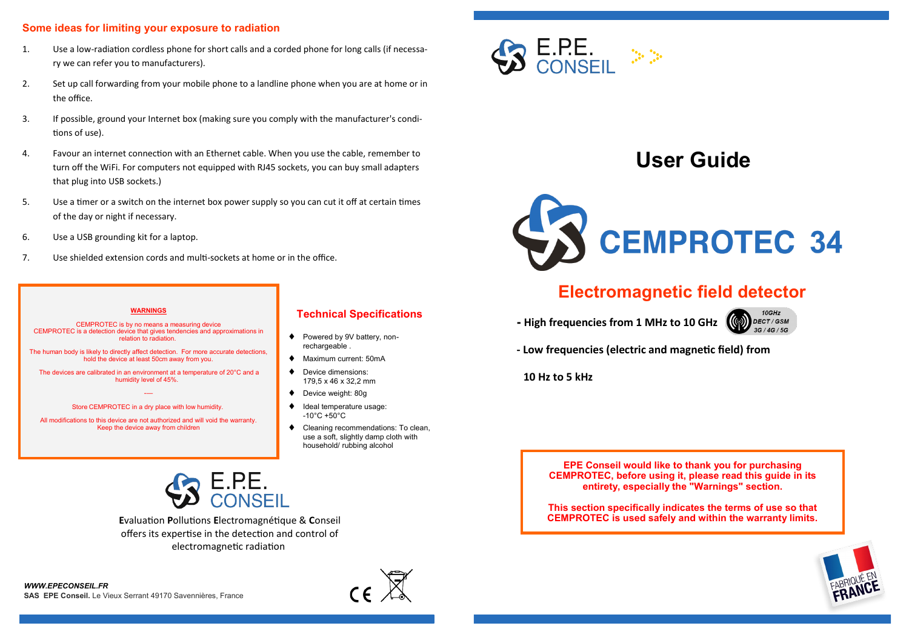## Some ideas for limiting your exposure to radiation

1. Use a low-radiation cordless phone for short calls and a corded phone for long calls (if necessary we can refer you to manufacturers).
2. Set up call forwarding from your mobile phone to a landline phone when you are at home or in the office.
3. If possible, ground your Internet box (making sure you comply with the manufacturer's conditions of use).
4. Favour an internet connection with an Ethernet cable. When you use the cable, remember to turn off the WiFi. For computers not equipped with RJ45 sockets, you can buy small adapters that plug into USB sockets.)
5. Use a timer or a switch on the internet box power supply so you can cut it off at certain times of the day or night if necessary.
6. Use a USB grounding kit for a laptop.
7. Use shielded extension cords and multi-sockets at home or in the office.

**WARNINGS**

CEMPROTEC is by no means a measuring device
CEMPROTEC is a detection device that gives tendencies and approximations in relation to radiation.

The human body is likely to directly affect detection. For more accurate detections, hold the device at least 50cm away from you.

The devices are calibrated in an environment at a temperature of 20°C and a humidity level of 45%.

----

Store CEMPROTEC in a dry place with low humidity.

All modifications to this device are not authorized and will void the warranty.
Keep the device away from children

## Technical Specifications

- Powered by 9V battery, non-rechargeable .
- Maximum current: 50mA
- Device dimensions: 179,5 x 46 x 32,2 mm
- Device weight: 80g
- Ideal temperature usage: -10°C +50°C
- Cleaning recommendations: To clean, use a soft, slightly damp cloth with household/ rubbing alcohol

E.P.E. CONSEIL

**E**valuation **P**ollutions **E**lectromagnétique & **C**onseil offers its expertise in the detection and control of electromagnetic radiation

***WWW.EPECONSEIL.FR***
**SAS EPE Conseil.** Le Vieux Serrant 49170 Savennières, France

E.P.E. CONSEIL

# User Guide

# CEMPROTEC 34

## Electromagnetic field detector

**- High frequencies from 1 MHz to 10 GHz**

10GHz
DECT / GSM
3G / 4G / 5G

**- Low frequencies (electric and magnetic field) from**

**10 Hz to 5 kHz**

**EPE Conseil would like to thank you for purchasing CEMPROTEC, before using it, please read this guide in its entirety, especially the "Warnings" section.**

**This section specifically indicates the terms of use so that CEMPROTEC is used safely and within the warranty limits.**

FABRIQUÉ EN FRANCE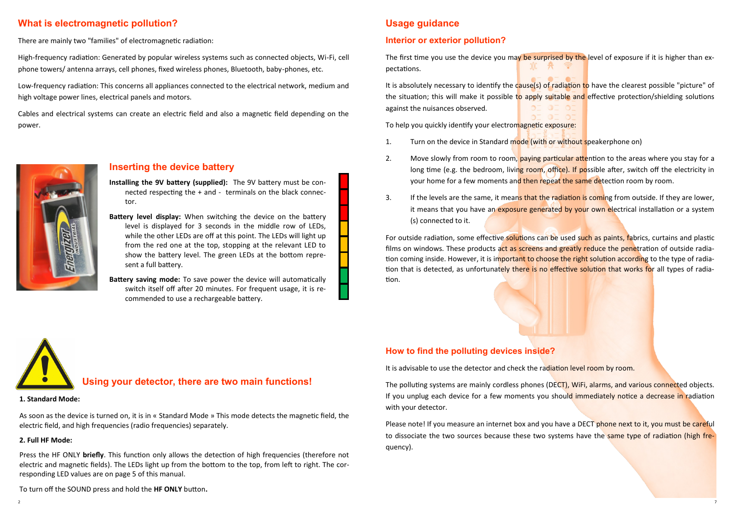## What is electromagnetic pollution?

There are mainly two "families" of electromagnetic radiation:

High-frequency radiation: Generated by popular wireless systems such as connected objects, Wi-Fi, cell phone towers/ antenna arrays, cell phones, fixed wireless phones, Bluetooth, baby-phones, etc.

Low-frequency radiation: This concerns all appliances connected to the electrical network, medium and high voltage power lines, electrical panels and motors.

Cables and electrical systems can create an electric field and also a magnetic field depending on the power.

## Inserting the device battery

**Installing the 9V battery (supplied):** The 9V battery must be connected respecting the + and - terminals on the black connector.

**Battery level display:** When switching the device on the battery level is displayed for 3 seconds in the middle row of LEDs, while the other LEDs are off at this point. The LEDs will light up from the red one at the top, stopping at the relevant LED to show the battery level. The green LEDs at the bottom represent a full battery.

**Battery saving mode:** To save power the device will automatically switch itself off after 20 minutes. For frequent usage, it is recommended to use a rechargeable battery.

## Using your detector, there are two main functions!

**1. Standard Mode:**

As soon as the device is turned on, it is in « Standard Mode » This mode detects the magnetic field, the electric field, and high frequencies (radio frequencies) separately.

**2. Full HF Mode:**

Press the HF ONLY **briefly**. This function only allows the detection of high frequencies (therefore not electric and magnetic fields). The LEDs light up from the bottom to the top, from left to right. The corresponding LED values are on page 5 of this manual.

To turn off the SOUND press and hold the **HF ONLY** button**.**

## Usage guidance

### Interior or exterior pollution?

The first time you use the device you may be surprised by the level of exposure if it is higher than expectations.

It is absolutely necessary to identify the cause(s) of radiation to have the clearest possible "picture" of the situation; this will make it possible to apply suitable and effective protection/shielding solutions against the nuisances observed.

To help you quickly identify your electromagnetic exposure:

1. Turn on the device in Standard mode (with or without speakerphone on)
2. Move slowly from room to room, paying particular attention to the areas where you stay for a long time (e.g. the bedroom, living room, office). If possible after, switch off the electricity in your home for a few moments and then repeat the same detection room by room.
3. If the levels are the same, it means that the radiation is coming from outside. If they are lower, it means that you have an exposure generated by your own electrical installation or a system (s) connected to it.

For outside radiation, some effective solutions can be used such as paints, fabrics, curtains and plastic films on windows. These products act as screens and greatly reduce the penetration of outside radiation coming inside. However, it is important to choose the right solution according to the type of radiation that is detected, as unfortunately there is no effective solution that works for all types of radiation.

### How to find the polluting devices inside?

It is advisable to use the detector and check the radiation level room by room.

The polluting systems are mainly cordless phones (DECT), WiFi, alarms, and various connected objects. If you unplug each device for a few moments you should immediately notice a decrease in radiation with your detector.

Please note! If you measure an internet box and you have a DECT phone next to it, you must be careful to dissociate the two sources because these two systems have the same type of radiation (high frequency).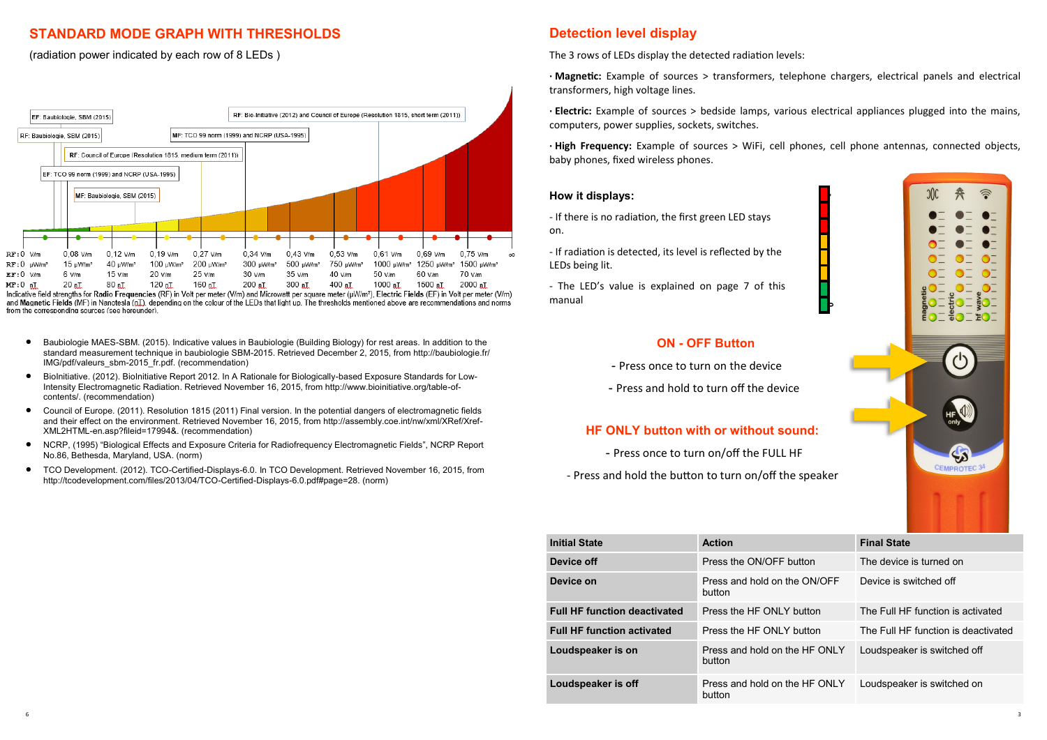## STANDARD MODE GRAPH WITH THRESHOLDS

(radiation power indicated by each row of 8 LEDs )

EF: Baubiologie, SBM (2015)

RF: Bio-Initiative (2012) and Council of Europe (Resolution 1815, short term (2011))

RF: Baubiologie, SBM (2015)

MF: TCO 99 norm (1999) and NCRP (USA-1995)

RF: Council of Europe (Resolution 1815, medium term (2011))

EF: TCO 99 norm (1999) and NCRP (USA-1995)

MF: Baubiologie, SBM (2015)

| RF: 0 V/m | 0,08 V/m | 0,12 V/m | 0,19 V/m | 0,27 V/m | 0,34 V/m | 0,43 V/m | 0,53 V/m | 0,61 V/m | 0,69 V/m | 0,75 V/m | ∞ |
|---|---|---|---|---|---|---|---|---|---|---|---|
| RF: 0 μW/m² | 15 μW/m² | 40 μW/m² | 100 μW/m² | 200 μW/m² | 300 μW/m² | 500 μW/m² | 750 μW/m² | 1000 μW/m² | 1250 μW/m² | 1500 μW/m² | |
| EF: 0 V/m | 6 V/m | 15 V/m | 20 V/m | 25 V/m | 30 V/m | 35 V/m | 40 V/m | 50 V/m | 60 V/m | 70 V/m | |
| MF: 0 nT | 20 nT | 80 nT | 120 nT | 150 nT | 200 nT | 300 nT | 400 nT | 1000 nT | 1500 nT | 2000 nT | |

Indicative field strengths for Radio Frequencies (RF) in Volt per meter (V/m) and Microwatt per square meter (μW/m²), Electric Fields (EF) in Volt per meter (V/m) and Magnetic Fields (MF) in Nanotesla (nT), depending on the colour of the LEDs that light up. The thresholds mentioned above are recommendations and norms from the corresponding sources (see hereunder).

- Baubiologie MAES-SBM. (2015). Indicative values in Baubiologie (Building Biology) for rest areas. In addition to the standard measurement technique in baubiologie SBM-2015. Retrieved December 2, 2015, from http://baubiologie.fr/IMG/pdf/valeurs_sbm-2015_fr.pdf. (recommendation)
- BioInitiative. (2012). BioInitiative Report 2012. In A Rationale for Biologically-based Exposure Standards for Low-Intensity Electromagnetic Radiation. Retrieved November 16, 2015, from http://www.bioinitiative.org/table-of-contents/. (recommendation)
- Council of Europe. (2011). Resolution 1815 (2011) Final version. In the potential dangers of electromagnetic fields and their effect on the environment. Retrieved November 16, 2015, from http://assembly.coe.int/nw/xml/XRef/Xref-XML2HTML-en.asp?fileid=17994&. (recommendation)
- NCRP, (1995) "Biological Effects and Exposure Criteria for Radiofrequency Electromagnetic Fields", NCRP Report No.86, Bethesda, Maryland, USA. (norm)
- TCO Development. (2012). TCO-Certified-Displays-6.0. In TCO Development. Retrieved November 16, 2015, from http://tcodevelopment.com/files/2013/04/TCO-Certified-Displays-6.0.pdf#page=28. (norm)

## Detection level display

The 3 rows of LEDs display the detected radiation levels:

· **Magnetic:** Example of sources > transformers, telephone chargers, electrical panels and electrical transformers, high voltage lines.

· **Electric:** Example of sources > bedside lamps, various electrical appliances plugged into the mains, computers, power supplies, sockets, switches.

· **High Frequency:** Example of sources > WiFi, cell phones, cell phone antennas, connected objects, baby phones, fixed wireless phones.

### How it displays:

- If there is no radiation, the first green LED stays on.

- If radiation is detected, its level is reflected by the LEDs being lit.

- The LED's value is explained on page 7 of this manual

### ON - OFF Button

- Press once to turn on the device
- Press and hold to turn off the device

### HF ONLY button with or without sound:

- Press once to turn on/off the FULL HF
- Press and hold the button to turn on/off the speaker

| Initial State | Action | Final State |
|---|---|---|
| **Device off** | Press the ON/OFF button | The device is turned on |
| **Device on** | Press and hold on the ON/OFF button | Device is switched off |
| **Full HF function deactivated** | Press the HF ONLY button | The Full HF function is activated |
| **Full HF function activated** | Press the HF ONLY button | The Full HF function is deactivated |
| **Loudspeaker is on** | Press and hold on the HF ONLY button | Loudspeaker is switched off |
| **Loudspeaker is off** | Press and hold on the HF ONLY button | Loudspeaker is switched on |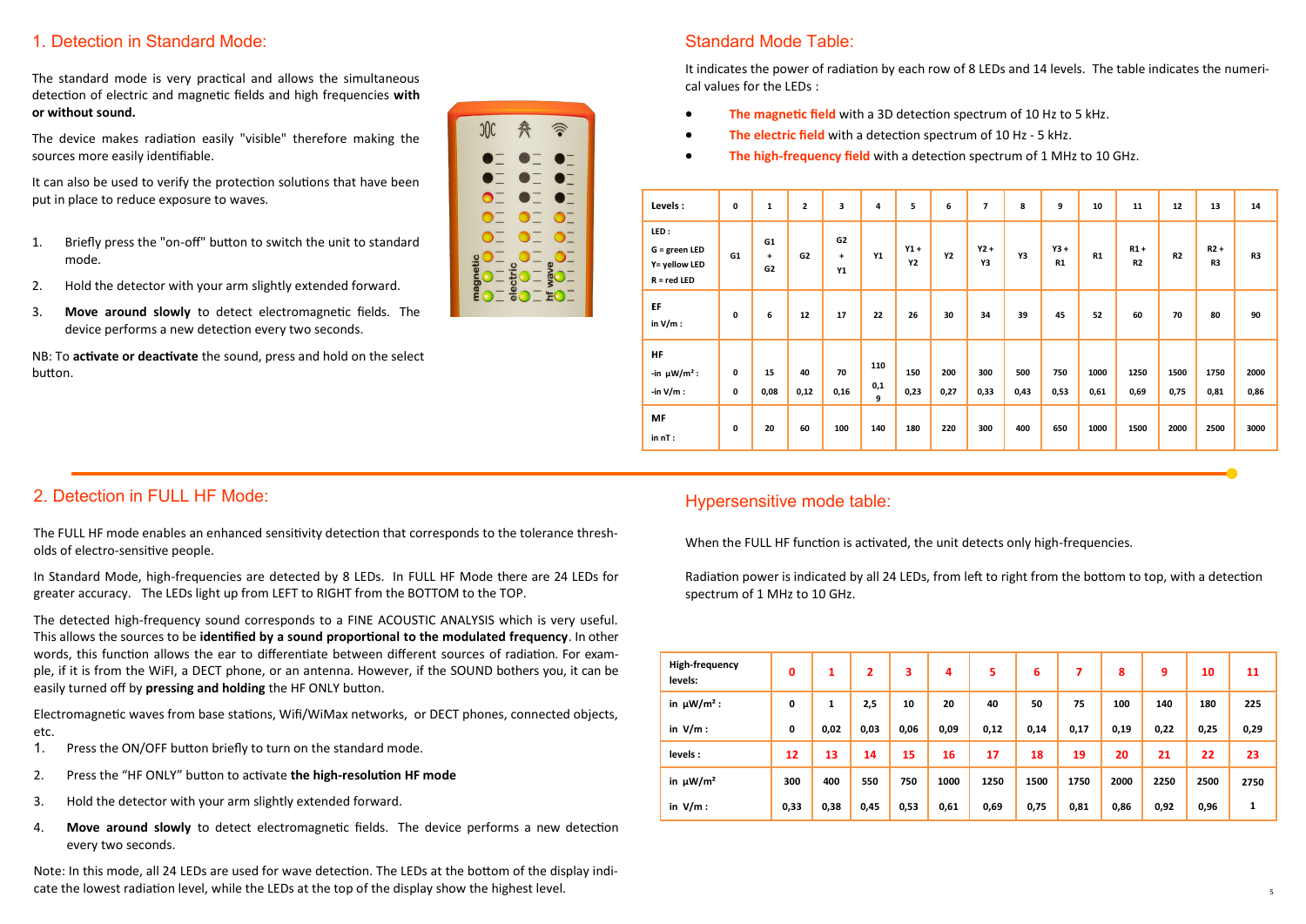## 1. Detection in Standard Mode:

The standard mode is very practical and allows the simultaneous detection of electric and magnetic fields and high frequencies **with or without sound.**

The device makes radiation easily "visible" therefore making the sources more easily identifiable.

It can also be used to verify the protection solutions that have been put in place to reduce exposure to waves.

1. Briefly press the "on-off" button to switch the unit to standard mode.
2. Hold the detector with your arm slightly extended forward.
3. **Move around slowly** to detect electromagnetic fields. The device performs a new detection every two seconds.

NB: To **activate or deactivate** the sound, press and hold on the select button.

## Standard Mode Table:

It indicates the power of radiation by each row of 8 LEDs and 14 levels. The table indicates the numerical values for the LEDs :

- **The magnetic field** with a 3D detection spectrum of 10 Hz to 5 kHz.
- **The electric field** with a detection spectrum of 10 Hz - 5 kHz.
- **The high-frequency field** with a detection spectrum of 1 MHz to 10 GHz.

| Levels : | 0 | 1 | 2 | 3 | 4 | 5 | 6 | 7 | 8 | 9 | 10 | 11 | 12 | 13 | 14 |
|---|---|---|---|---|---|---|---|---|---|---|---|---|---|---|---|
| LED : G = green LED Y= yellow LED R = red LED | G1 | G1 + G2 | G2 | G2 + Y1 | Y1 | Y1 + Y2 | Y2 | Y2 + Y3 | Y3 | Y3 + R1 | R1 | R1 + R2 | R2 | R2 + R3 | R3 |
| EF in V/m : | 0 | 6 | 12 | 17 | 22 | 26 | 30 | 34 | 39 | 45 | 52 | 60 | 70 | 80 | 90 |
| HF -in µW/m² : | 0 | 15 | 40 | 70 | 110 | 150 | 200 | 300 | 500 | 750 | 1000 | 1250 | 1500 | 1750 | 2000 |
| HF -in V/m : | 0 | 0,08 | 0,12 | 0,16 | 0,19 | 0,23 | 0,27 | 0,33 | 0,43 | 0,53 | 0,61 | 0,69 | 0,75 | 0,81 | 0,86 |
| MF in nT : | 0 | 20 | 60 | 100 | 140 | 180 | 220 | 300 | 400 | 650 | 1000 | 1500 | 2000 | 2500 | 3000 |

## 2. Detection in FULL HF Mode:

The FULL HF mode enables an enhanced sensitivity detection that corresponds to the tolerance thresholds of electro-sensitive people.

In Standard Mode, high-frequencies are detected by 8 LEDs. In FULL HF Mode there are 24 LEDs for greater accuracy. The LEDs light up from LEFT to RIGHT from the BOTTOM to the TOP.

The detected high-frequency sound corresponds to a FINE ACOUSTIC ANALYSIS which is very useful. This allows the sources to be **identified by a sound proportional to the modulated frequency**. In other words, this function allows the ear to differentiate between different sources of radiation. For example, if it is from the WiFI, a DECT phone, or an antenna. However, if the SOUND bothers you, it can be easily turned off by **pressing and holding** the HF ONLY button.

Electromagnetic waves from base stations, Wifi/WiMax networks, or DECT phones, connected objects, etc.

1. Press the ON/OFF button briefly to turn on the standard mode.
2. Press the "HF ONLY" button to activate **the high-resolution HF mode**
3. Hold the detector with your arm slightly extended forward.
4. **Move around slowly** to detect electromagnetic fields. The device performs a new detection every two seconds.

Note: In this mode, all 24 LEDs are used for wave detection. The LEDs at the bottom of the display indicate the lowest radiation level, while the LEDs at the top of the display show the highest level.

## Hypersensitive mode table:

When the FULL HF function is activated, the unit detects only high-frequencies.

Radiation power is indicated by all 24 LEDs, from left to right from the bottom to top, with a detection spectrum of 1 MHz to 10 GHz.

| High-frequency levels: | 0 | 1 | 2 | 3 | 4 | 5 | 6 | 7 | 8 | 9 | 10 | 11 |
|---|---|---|---|---|---|---|---|---|---|---|---|---|
| in µW/m² : | 0 | 1 | 2,5 | 10 | 20 | 40 | 50 | 75 | 100 | 140 | 180 | 225 |
| in V/m : | 0 | 0,02 | 0,03 | 0,06 | 0,09 | 0,12 | 0,14 | 0,17 | 0,19 | 0,22 | 0,25 | 0,29 |
| levels : | 12 | 13 | 14 | 15 | 16 | 17 | 18 | 19 | 20 | 21 | 22 | 23 |
| in µW/m² | 300 | 400 | 550 | 750 | 1000 | 1250 | 1500 | 1750 | 2000 | 2250 | 2500 | 2750 |
| in V/m : | 0,33 | 0,38 | 0,45 | 0,53 | 0,61 | 0,69 | 0,75 | 0,81 | 0,86 | 0,92 | 0,96 | 1 |